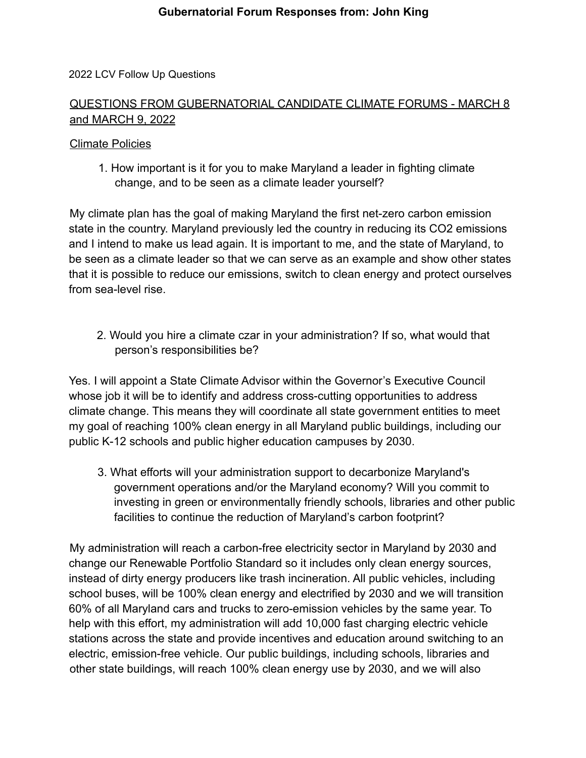# Gubernatorial Forum Responses from: John King

2022 LCV Follow Up Questions

## QUESTIONS FROM GUBERNATORIAL CANDIDATE CLIMATE FORUMS - MARCH 8 and MARCH 9, 2022

### Climate Policies

1. How important is it for you to make Maryland a leader in fighting climate change, and to be seen as a climate leader yourself?

My climate plan has the goal of making Maryland the first net-zero carbon emission state in the country. Maryland previously led the country in reducing its $CO_2$ emissions and I intend to make us lead again. It is important to me, and the state of Maryland, to be seen as a climate leader so that we can serve as an example and show other states that it is possible to reduce our emissions, switch to clean energy and protect ourselves from sea-level rise.

2. Would you hire a climate czar in your administration? If so, what would that person's responsibilities be?

Yes. I will appoint a State Climate Advisor within the Governor's Executive Council whose job it will be to identify and address cross-cutting opportunities to address climate change. This means they will coordinate all state government entities to meet my goal of reaching 100% clean energy in all Maryland public buildings, including our public K-12 schools and public higher education campuses by 2030.

3. What efforts will your administration support to decarbonize Maryland's government operations and/or the Maryland economy? Will you commit to investing in green or environmentally friendly schools, libraries and other public facilities to continue the reduction of Maryland's carbon footprint?

My administration will reach a carbon-free electricity sector in Maryland by 2030 and change our Renewable Portfolio Standard so it includes only clean energy sources, instead of dirty energy producers like trash incineration. All public vehicles, including school buses, will be 100% clean energy and electrified by 2030 and we will transition 60% of all Maryland cars and trucks to zero-emission vehicles by the same year. To help with this effort, my administration will add 10,000 fast charging electric vehicle stations across the state and provide incentives and education around switching to an electric, emission-free vehicle. Our public buildings, including schools, libraries and other state buildings, will reach 100% clean energy use by 2030, and we will also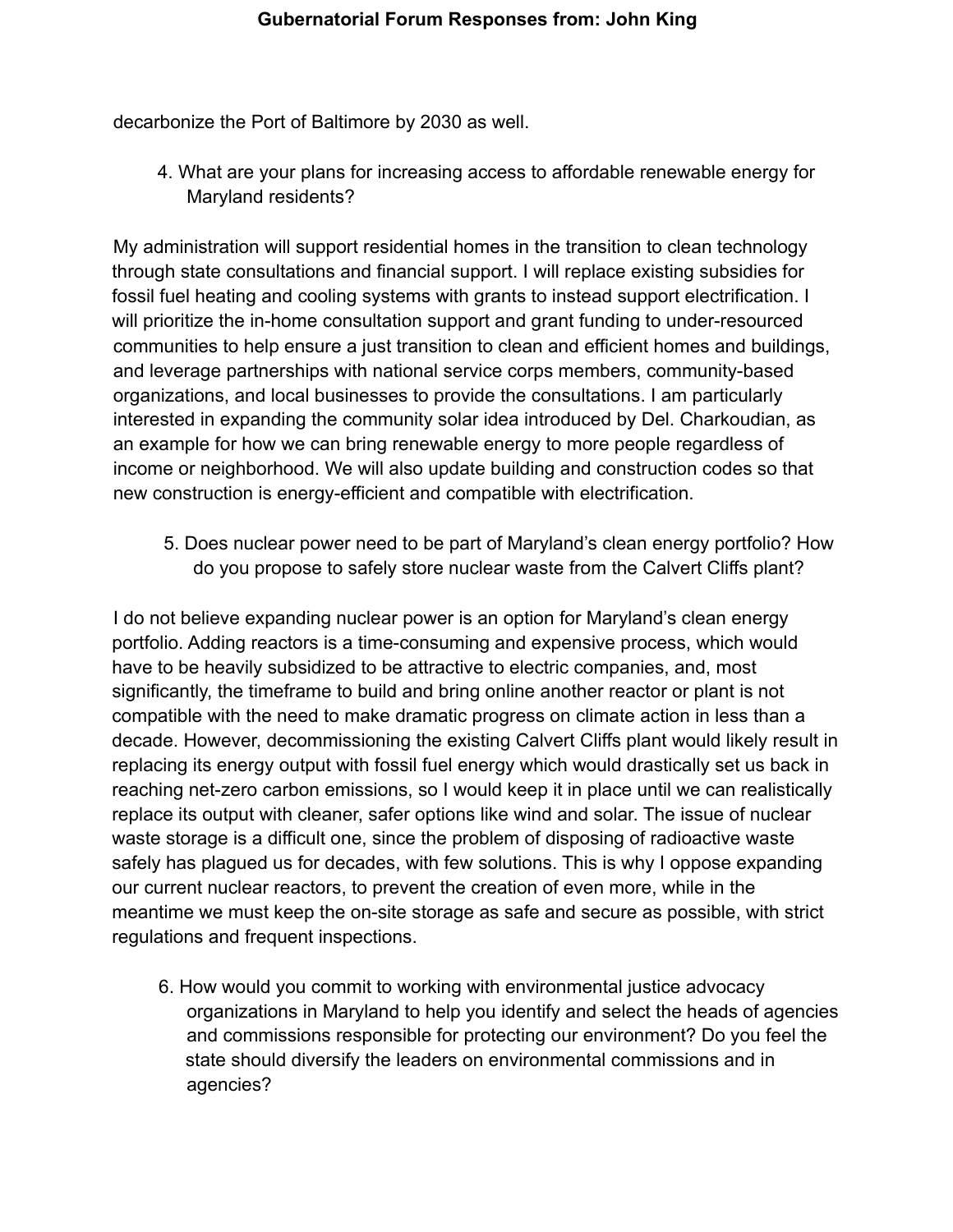decarbonize the Port of Baltimore by 2030 as well.

4. What are your plans for increasing access to affordable renewable energy for Maryland residents?

My administration will support residential homes in the transition to clean technology through state consultations and financial support. I will replace existing subsidies for fossil fuel heating and cooling systems with grants to instead support electrification. I will prioritize the in-home consultation support and grant funding to under-resourced communities to help ensure a just transition to clean and efficient homes and buildings, and leverage partnerships with national service corps members, community-based organizations, and local businesses to provide the consultations. I am particularly interested in expanding the community solar idea introduced by Del. Charkoudian, as an example for how we can bring renewable energy to more people regardless of income or neighborhood. We will also update building and construction codes so that new construction is energy-efficient and compatible with electrification.

5. Does nuclear power need to be part of Maryland's clean energy portfolio? How do you propose to safely store nuclear waste from the Calvert Cliffs plant?

I do not believe expanding nuclear power is an option for Maryland's clean energy portfolio. Adding reactors is a time-consuming and expensive process, which would have to be heavily subsidized to be attractive to electric companies, and, most significantly, the timeframe to build and bring online another reactor or plant is not compatible with the need to make dramatic progress on climate action in less than a decade. However, decommissioning the existing Calvert Cliffs plant would likely result in replacing its energy output with fossil fuel energy which would drastically set us back in reaching net-zero carbon emissions, so I would keep it in place until we can realistically replace its output with cleaner, safer options like wind and solar. The issue of nuclear waste storage is a difficult one, since the problem of disposing of radioactive waste safely has plagued us for decades, with few solutions. This is why I oppose expanding our current nuclear reactors, to prevent the creation of even more, while in the meantime we must keep the on-site storage as safe and secure as possible, with strict regulations and frequent inspections.

6. How would you commit to working with environmental justice advocacy organizations in Maryland to help you identify and select the heads of agencies and commissions responsible for protecting our environment? Do you feel the state should diversify the leaders on environmental commissions and in agencies?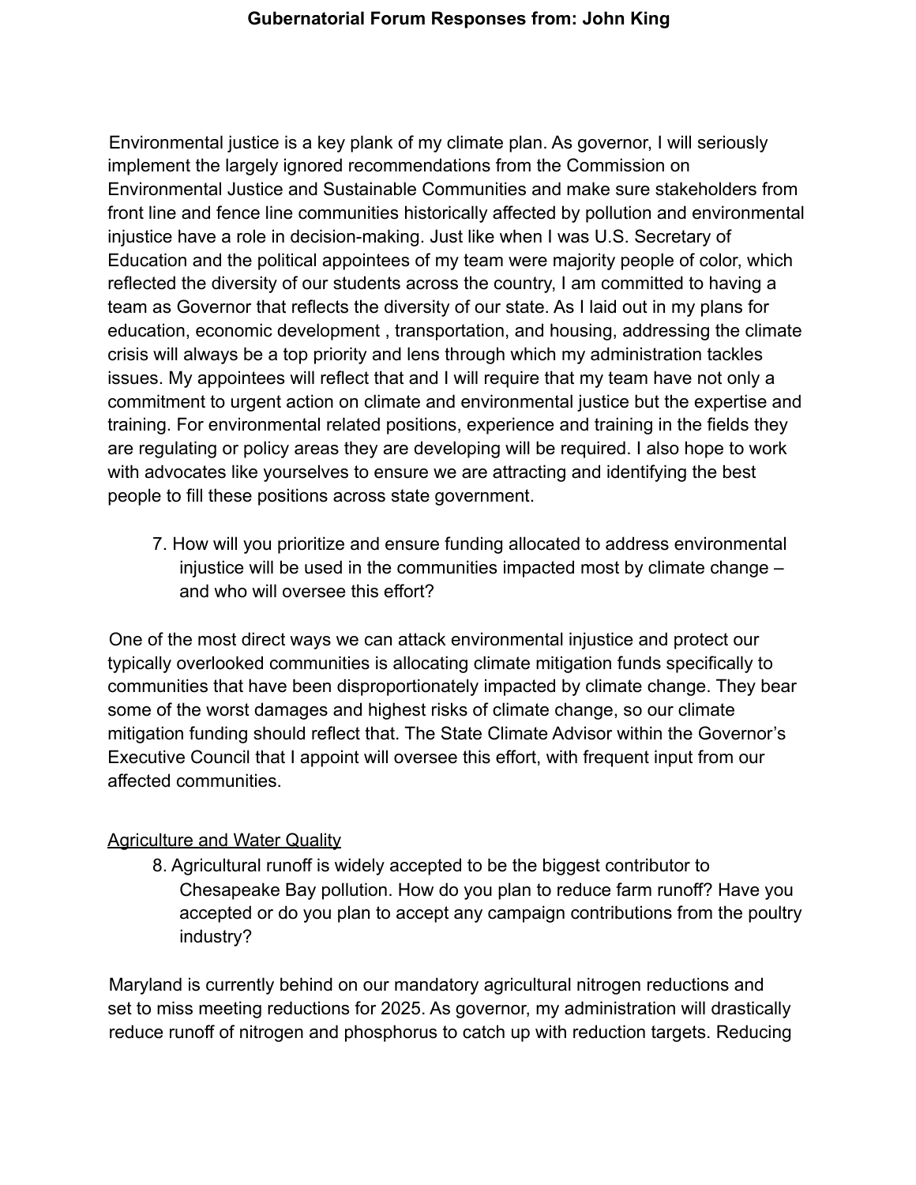Environmental justice is a key plank of my climate plan. As governor, I will seriously implement the largely ignored recommendations from the Commission on Environmental Justice and Sustainable Communities and make sure stakeholders from front line and fence line communities historically affected by pollution and environmental injustice have a role in decision-making. Just like when I was U.S. Secretary of Education and the political appointees of my team were majority people of color, which reflected the diversity of our students across the country, I am committed to having a team as Governor that reflects the diversity of our state. As I laid out in my plans for education, economic development , transportation, and housing, addressing the climate crisis will always be a top priority and lens through which my administration tackles issues. My appointees will reflect that and I will require that my team have not only a commitment to urgent action on climate and environmental justice but the expertise and training. For environmental related positions, experience and training in the fields they are regulating or policy areas they are developing will be required. I also hope to work with advocates like yourselves to ensure we are attracting and identifying the best people to fill these positions across state government.

7. How will you prioritize and ensure funding allocated to address environmental injustice will be used in the communities impacted most by climate change – and who will oversee this effort?

One of the most direct ways we can attack environmental injustice and protect our typically overlooked communities is allocating climate mitigation funds specifically to communities that have been disproportionately impacted by climate change. They bear some of the worst damages and highest risks of climate change, so our climate mitigation funding should reflect that. The State Climate Advisor within the Governor's Executive Council that I appoint will oversee this effort, with frequent input from our affected communities.

<u>Agriculture and Water Quality</u>

8. Agricultural runoff is widely accepted to be the biggest contributor to Chesapeake Bay pollution. How do you plan to reduce farm runoff? Have you accepted or do you plan to accept any campaign contributions from the poultry industry?

Maryland is currently behind on our mandatory agricultural nitrogen reductions and set to miss meeting reductions for 2025. As governor, my administration will drastically reduce runoff of nitrogen and phosphorus to catch up with reduction targets. Reducing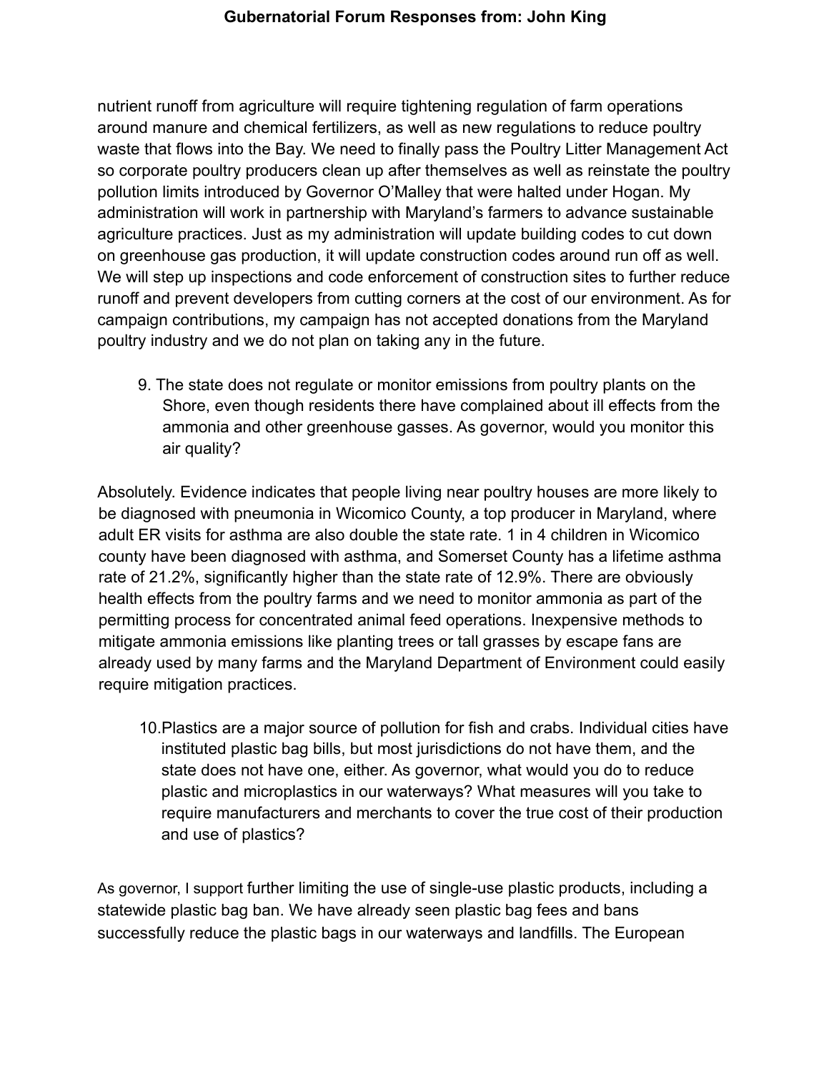nutrient runoff from agriculture will require tightening regulation of farm operations around manure and chemical fertilizers, as well as new regulations to reduce poultry waste that flows into the Bay. We need to finally pass the Poultry Litter Management Act so corporate poultry producers clean up after themselves as well as reinstate the poultry pollution limits introduced by Governor O'Malley that were halted under Hogan. My administration will work in partnership with Maryland's farmers to advance sustainable agriculture practices. Just as my administration will update building codes to cut down on greenhouse gas production, it will update construction codes around run off as well. We will step up inspections and code enforcement of construction sites to further reduce runoff and prevent developers from cutting corners at the cost of our environment. As for campaign contributions, my campaign has not accepted donations from the Maryland poultry industry and we do not plan on taking any in the future.

9. The state does not regulate or monitor emissions from poultry plants on the Shore, even though residents there have complained about ill effects from the ammonia and other greenhouse gasses. As governor, would you monitor this air quality?

Absolutely. Evidence indicates that people living near poultry houses are more likely to be diagnosed with pneumonia in Wicomico County, a top producer in Maryland, where adult ER visits for asthma are also double the state rate. 1 in 4 children in Wicomico county have been diagnosed with asthma, and Somerset County has a lifetime asthma rate of 21.2%, significantly higher than the state rate of 12.9%. There are obviously health effects from the poultry farms and we need to monitor ammonia as part of the permitting process for concentrated animal feed operations. Inexpensive methods to mitigate ammonia emissions like planting trees or tall grasses by escape fans are already used by many farms and the Maryland Department of Environment could easily require mitigation practices.

10. Plastics are a major source of pollution for fish and crabs. Individual cities have instituted plastic bag bills, but most jurisdictions do not have them, and the state does not have one, either. As governor, what would you do to reduce plastic and microplastics in our waterways? What measures will you take to require manufacturers and merchants to cover the true cost of their production and use of plastics?

As governor, I support further limiting the use of single-use plastic products, including a statewide plastic bag ban. We have already seen plastic bag fees and bans successfully reduce the plastic bags in our waterways and landfills. The European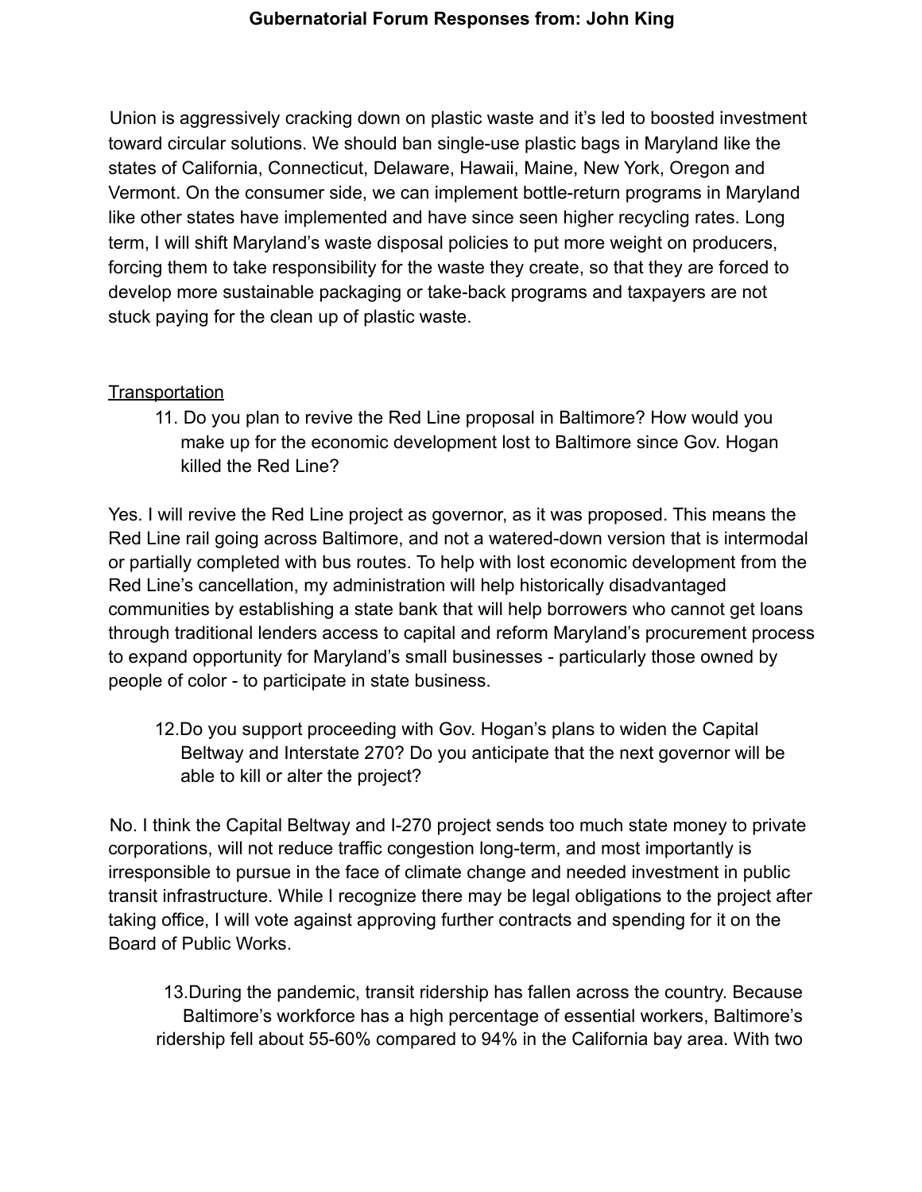Union is aggressively cracking down on plastic waste and it's led to boosted investment toward circular solutions. We should ban single-use plastic bags in Maryland like the states of California, Connecticut, Delaware, Hawaii, Maine, New York, Oregon and Vermont. On the consumer side, we can implement bottle-return programs in Maryland like other states have implemented and have since seen higher recycling rates. Long term, I will shift Maryland's waste disposal policies to put more weight on producers, forcing them to take responsibility for the waste they create, so that they are forced to develop more sustainable packaging or take-back programs and taxpayers are not stuck paying for the clean up of plastic waste.

<u>Transportation</u>

11. Do you plan to revive the Red Line proposal in Baltimore? How would you make up for the economic development lost to Baltimore since Gov. Hogan killed the Red Line?

Yes. I will revive the Red Line project as governor, as it was proposed. This means the Red Line rail going across Baltimore, and not a watered-down version that is intermodal or partially completed with bus routes. To help with lost economic development from the Red Line's cancellation, my administration will help historically disadvantaged communities by establishing a state bank that will help borrowers who cannot get loans through traditional lenders access to capital and reform Maryland's procurement process to expand opportunity for Maryland's small businesses - particularly those owned by people of color - to participate in state business.

12. Do you support proceeding with Gov. Hogan's plans to widen the Capital Beltway and Interstate 270? Do you anticipate that the next governor will be able to kill or alter the project?

No. I think the Capital Beltway and I-270 project sends too much state money to private corporations, will not reduce traffic congestion long-term, and most importantly is irresponsible to pursue in the face of climate change and needed investment in public transit infrastructure. While I recognize there may be legal obligations to the project after taking office, I will vote against approving further contracts and spending for it on the Board of Public Works.

13. During the pandemic, transit ridership has fallen across the country. Because Baltimore's workforce has a high percentage of essential workers, Baltimore's ridership fell about 55-60% compared to 94% in the California bay area. With two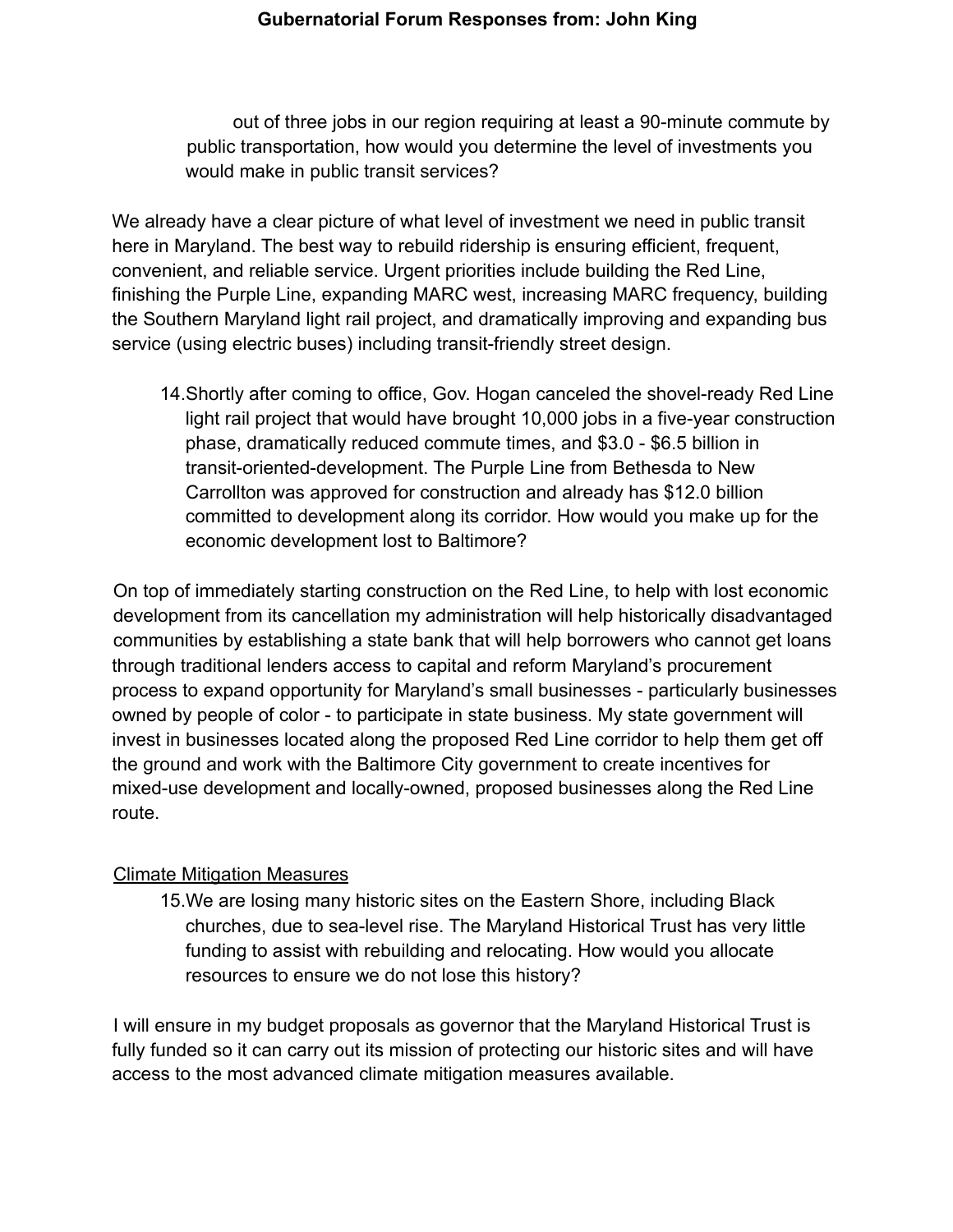out of three jobs in our region requiring at least a 90-minute commute by public transportation, how would you determine the level of investments you would make in public transit services?

We already have a clear picture of what level of investment we need in public transit here in Maryland. The best way to rebuild ridership is ensuring efficient, frequent, convenient, and reliable service. Urgent priorities include building the Red Line, finishing the Purple Line, expanding MARC west, increasing MARC frequency, building the Southern Maryland light rail project, and dramatically improving and expanding bus service (using electric buses) including transit-friendly street design.

14. Shortly after coming to office, Gov. Hogan canceled the shovel-ready Red Line light rail project that would have brought 10,000 jobs in a five-year construction phase, dramatically reduced commute times, and $3.0 - $6.5 billion in transit-oriented-development. The Purple Line from Bethesda to New Carrollton was approved for construction and already has $12.0 billion committed to development along its corridor. How would you make up for the economic development lost to Baltimore?

On top of immediately starting construction on the Red Line, to help with lost economic development from its cancellation my administration will help historically disadvantaged communities by establishing a state bank that will help borrowers who cannot get loans through traditional lenders access to capital and reform Maryland's procurement process to expand opportunity for Maryland's small businesses - particularly businesses owned by people of color - to participate in state business. My state government will invest in businesses located along the proposed Red Line corridor to help them get off the ground and work with the Baltimore City government to create incentives for mixed-use development and locally-owned, proposed businesses along the Red Line route.

<u>Climate Mitigation Measures</u>

15. We are losing many historic sites on the Eastern Shore, including Black churches, due to sea-level rise. The Maryland Historical Trust has very little funding to assist with rebuilding and relocating. How would you allocate resources to ensure we do not lose this history?

I will ensure in my budget proposals as governor that the Maryland Historical Trust is fully funded so it can carry out its mission of protecting our historic sites and will have access to the most advanced climate mitigation measures available.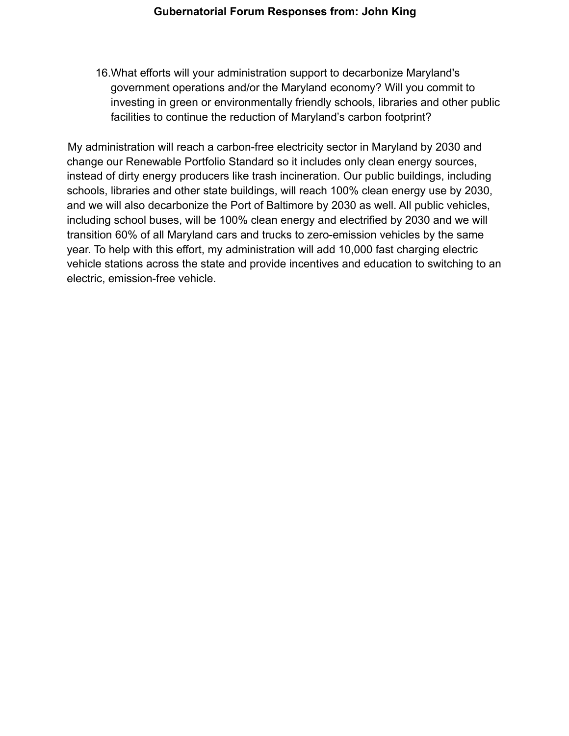16. What efforts will your administration support to decarbonize Maryland's government operations and/or the Maryland economy? Will you commit to investing in green or environmentally friendly schools, libraries and other public facilities to continue the reduction of Maryland's carbon footprint?

My administration will reach a carbon-free electricity sector in Maryland by 2030 and change our Renewable Portfolio Standard so it includes only clean energy sources, instead of dirty energy producers like trash incineration. Our public buildings, including schools, libraries and other state buildings, will reach 100% clean energy use by 2030, and we will also decarbonize the Port of Baltimore by 2030 as well. All public vehicles, including school buses, will be 100% clean energy and electrified by 2030 and we will transition 60% of all Maryland cars and trucks to zero-emission vehicles by the same year. To help with this effort, my administration will add 10,000 fast charging electric vehicle stations across the state and provide incentives and education to switching to an electric, emission-free vehicle.